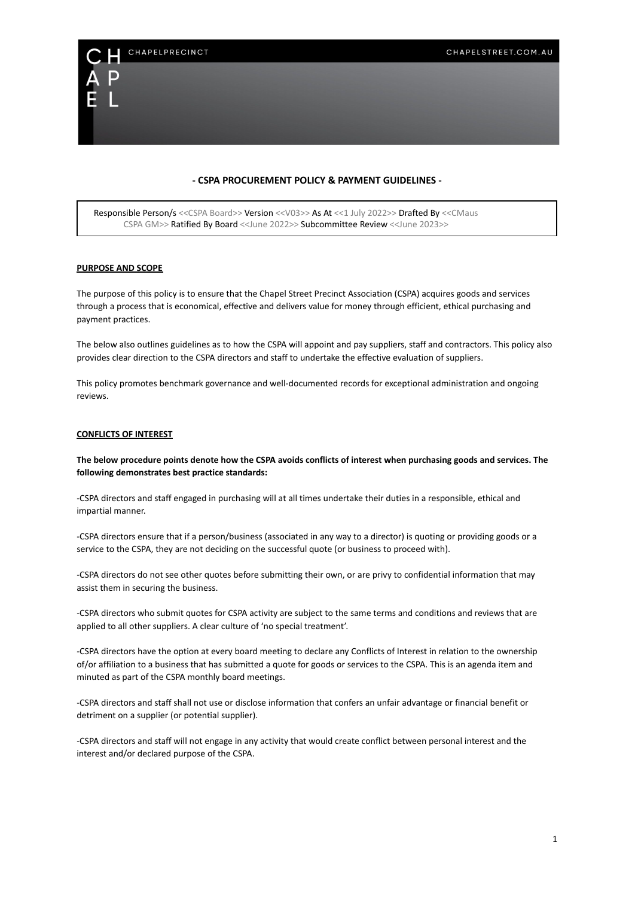# - CSPA PROCUREMENT POLICY & PAYMENT GUIDELINES -

Responsible Person/s <<CSPA Board>> Version <<V03>> As At <<1 July 2022>> Drafted By <<CMaus CSPA GM>> Ratified By Board <<June 2022>> Subcommittee Review <<June 2023>>

## PURPOSE AND SCOPE

The purpose of this policy is to ensure that the Chapel Street Precinct Association (CSPA) acquires goods and services through a process that is economical, effective and delivers value for money through efficient, ethical purchasing and payment practices.

The below also outlines guidelines as to how the CSPA will appoint and pay suppliers, staff and contractors. This policy also provides clear direction to the CSPA directors and staff to undertake the effective evaluation of suppliers.

This policy promotes benchmark governance and well-documented records for exceptional administration and ongoing reviews.

## CONFLICTS OF INTEREST

**The below procedure points denote how the CSPA avoids conflicts of interest when purchasing goods and services. The following demonstrates best practice standards:**

-CSPA directors and staff engaged in purchasing will at all times undertake their duties in a responsible, ethical and impartial manner.

-CSPA directors ensure that if a person/business (associated in any way to a director) is quoting or providing goods or a service to the CSPA, they are not deciding on the successful quote (or business to proceed with).

-CSPA directors do not see other quotes before submitting their own, or are privy to confidential information that may assist them in securing the business.

-CSPA directors who submit quotes for CSPA activity are subject to the same terms and conditions and reviews that are applied to all other suppliers. A clear culture of 'no special treatment'.

-CSPA directors have the option at every board meeting to declare any Conflicts of Interest in relation to the ownership of/or affiliation to a business that has submitted a quote for goods or services to the CSPA. This is an agenda item and minuted as part of the CSPA monthly board meetings.

-CSPA directors and staff shall not use or disclose information that confers an unfair advantage or financial benefit or detriment on a supplier (or potential supplier).

-CSPA directors and staff will not engage in any activity that would create conflict between personal interest and the interest and/or declared purpose of the CSPA.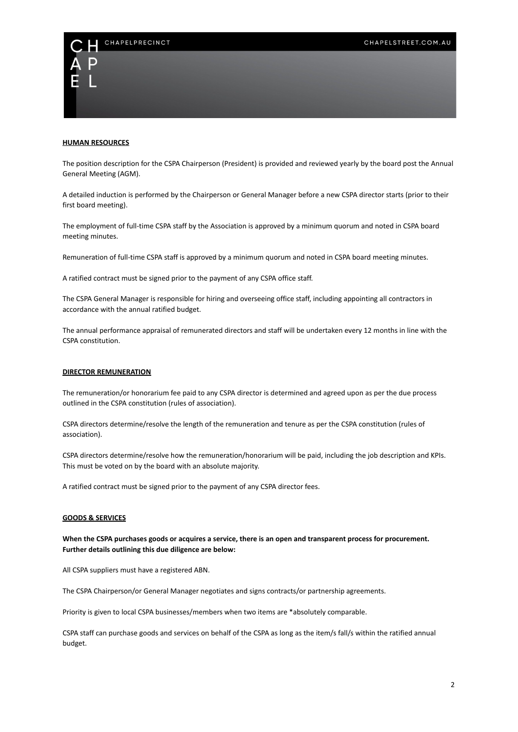## HUMAN RESOURCES

The position description for the CSPA Chairperson (President) is provided and reviewed yearly by the board post the Annual General Meeting (AGM).

A detailed induction is performed by the Chairperson or General Manager before a new CSPA director starts (prior to their first board meeting).

The employment of full-time CSPA staff by the Association is approved by a minimum quorum and noted in CSPA board meeting minutes.

Remuneration of full-time CSPA staff is approved by a minimum quorum and noted in CSPA board meeting minutes.

A ratified contract must be signed prior to the payment of any CSPA office staff.

The CSPA General Manager is responsible for hiring and overseeing office staff, including appointing all contractors in accordance with the annual ratified budget.

The annual performance appraisal of remunerated directors and staff will be undertaken every 12 months in line with the CSPA constitution.

## DIRECTOR REMUNERATION

The remuneration/or honorarium fee paid to any CSPA director is determined and agreed upon as per the due process outlined in the CSPA constitution (rules of association).

CSPA directors determine/resolve the length of the remuneration and tenure as per the CSPA constitution (rules of association).

CSPA directors determine/resolve how the remuneration/honorarium will be paid, including the job description and KPIs. This must be voted on by the board with an absolute majority.

A ratified contract must be signed prior to the payment of any CSPA director fees.

## GOODS & SERVICES

**When the CSPA purchases goods or acquires a service, there is an open and transparent process for procurement. Further details outlining this due diligence are below:**

All CSPA suppliers must have a registered ABN.

The CSPA Chairperson/or General Manager negotiates and signs contracts/or partnership agreements.

Priority is given to local CSPA businesses/members when two items are *absolutely comparable.

CSPA staff can purchase goods and services on behalf of the CSPA as long as the item/s fall/s within the ratified annual budget.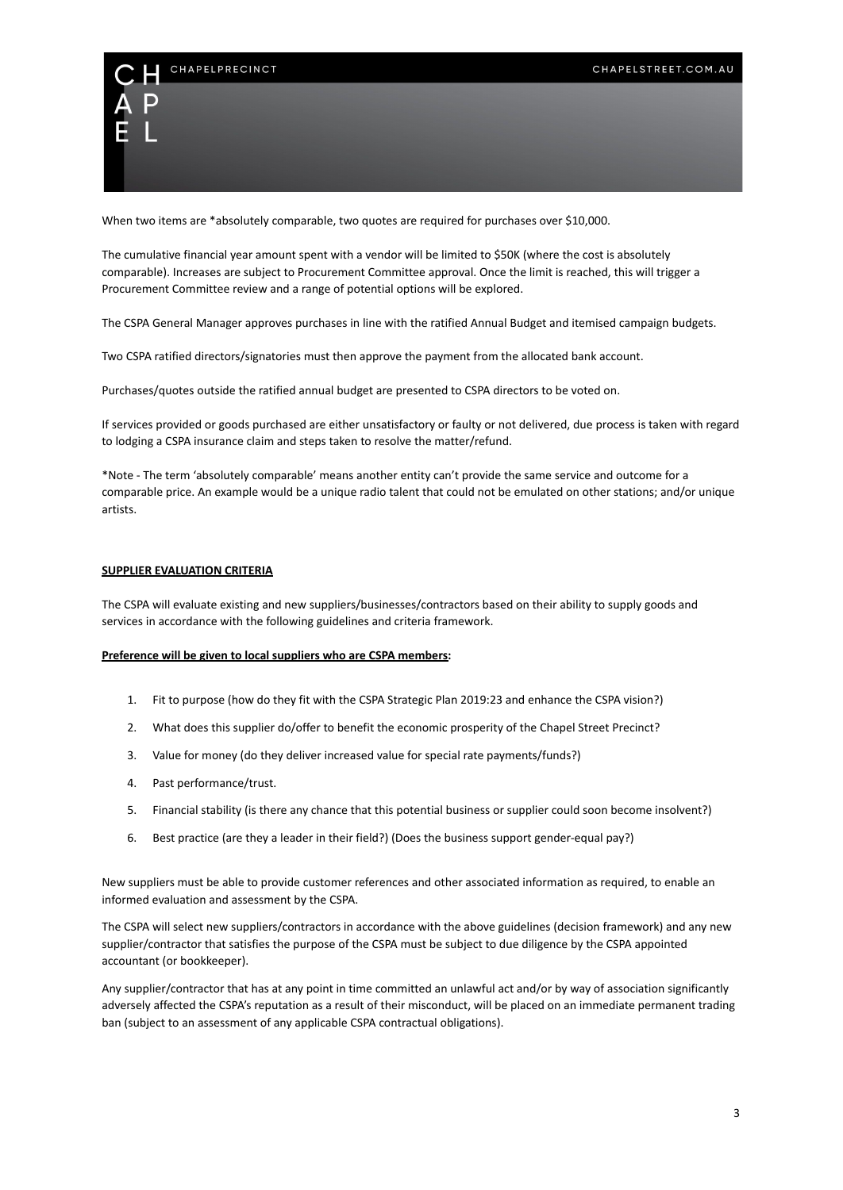When two items are *absolutely comparable, two quotes are required for purchases over $10,000.

The cumulative financial year amount spent with a vendor will be limited to $50K (where the cost is absolutely comparable). Increases are subject to Procurement Committee approval. Once the limit is reached, this will trigger a Procurement Committee review and a range of potential options will be explored.

The CSPA General Manager approves purchases in line with the ratified Annual Budget and itemised campaign budgets.

Two CSPA ratified directors/signatories must then approve the payment from the allocated bank account.

Purchases/quotes outside the ratified annual budget are presented to CSPA directors to be voted on.

If services provided or goods purchased are either unsatisfactory or faulty or not delivered, due process is taken with regard to lodging a CSPA insurance claim and steps taken to resolve the matter/refund.

*Note - The term 'absolutely comparable' means another entity can't provide the same service and outcome for a comparable price. An example would be a unique radio talent that could not be emulated on other stations; and/or unique artists.

## SUPPLIER EVALUATION CRITERIA

The CSPA will evaluate existing and new suppliers/businesses/contractors based on their ability to supply goods and services in accordance with the following guidelines and criteria framework.

**Preference will be given to local suppliers who are CSPA members:**

1. Fit to purpose (how do they fit with the CSPA Strategic Plan 2019:23 and enhance the CSPA vision?)
2. What does this supplier do/offer to benefit the economic prosperity of the Chapel Street Precinct?
3. Value for money (do they deliver increased value for special rate payments/funds?)
4. Past performance/trust.
5. Financial stability (is there any chance that this potential business or supplier could soon become insolvent?)
6. Best practice (are they a leader in their field?) (Does the business support gender-equal pay?)

New suppliers must be able to provide customer references and other associated information as required, to enable an informed evaluation and assessment by the CSPA.

The CSPA will select new suppliers/contractors in accordance with the above guidelines (decision framework) and any new supplier/contractor that satisfies the purpose of the CSPA must be subject to due diligence by the CSPA appointed accountant (or bookkeeper).

Any supplier/contractor that has at any point in time committed an unlawful act and/or by way of association significantly adversely affected the CSPA's reputation as a result of their misconduct, will be placed on an immediate permanent trading ban (subject to an assessment of any applicable CSPA contractual obligations).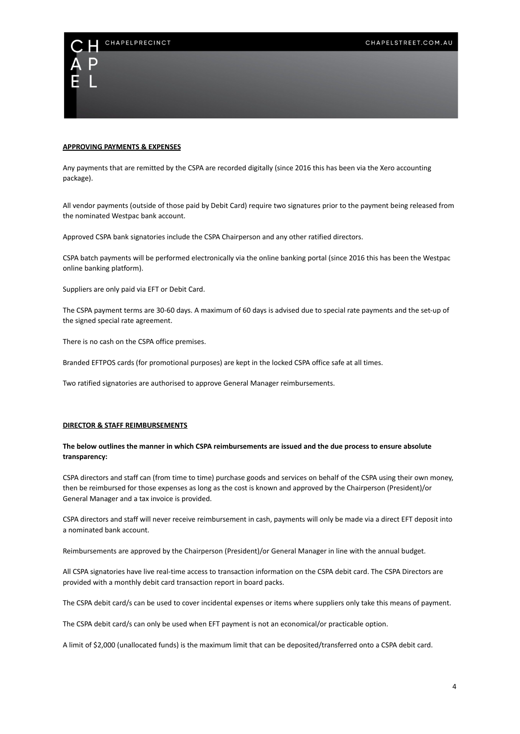**APPROVING PAYMENTS & EXPENSES**

Any payments that are remitted by the CSPA are recorded digitally (since 2016 this has been via the Xero accounting package).

All vendor payments (outside of those paid by Debit Card) require two signatures prior to the payment being released from the nominated Westpac bank account.

Approved CSPA bank signatories include the CSPA Chairperson and any other ratified directors.

CSPA batch payments will be performed electronically via the online banking portal (since 2016 this has been the Westpac online banking platform).

Suppliers are only paid via EFT or Debit Card.

The CSPA payment terms are 30-60 days. A maximum of 60 days is advised due to special rate payments and the set-up of the signed special rate agreement.

There is no cash on the CSPA office premises.

Branded EFTPOS cards (for promotional purposes) are kept in the locked CSPA office safe at all times.

Two ratified signatories are authorised to approve General Manager reimbursements.

**DIRECTOR & STAFF REIMBURSEMENTS**

**The below outlines the manner in which CSPA reimbursements are issued and the due process to ensure absolute transparency:**

CSPA directors and staff can (from time to time) purchase goods and services on behalf of the CSPA using their own money, then be reimbursed for those expenses as long as the cost is known and approved by the Chairperson (President)/or General Manager and a tax invoice is provided.

CSPA directors and staff will never receive reimbursement in cash, payments will only be made via a direct EFT deposit into a nominated bank account.

Reimbursements are approved by the Chairperson (President)/or General Manager in line with the annual budget.

All CSPA signatories have live real-time access to transaction information on the CSPA debit card. The CSPA Directors are provided with a monthly debit card transaction report in board packs.

The CSPA debit card/s can be used to cover incidental expenses or items where suppliers only take this means of payment.

The CSPA debit card/s can only be used when EFT payment is not an economical/or practicable option.

A limit of $2,000 (unallocated funds) is the maximum limit that can be deposited/transferred onto a CSPA debit card.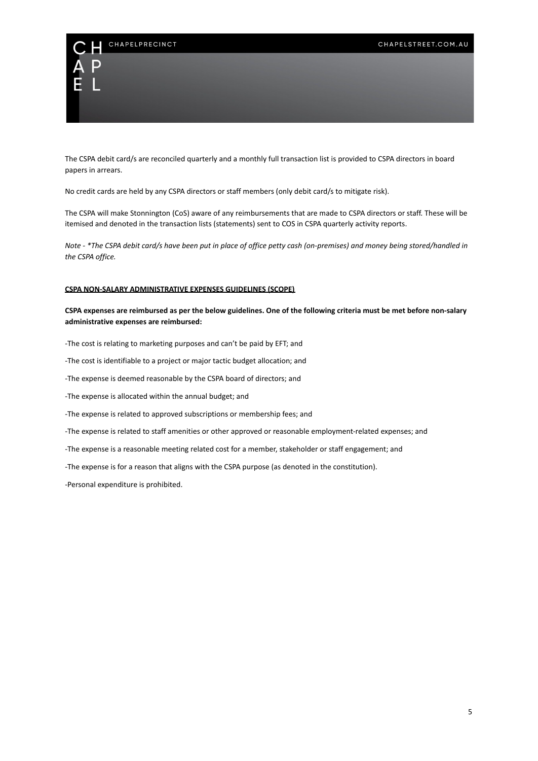The CSPA debit card/s are reconciled quarterly and a monthly full transaction list is provided to CSPA directors in board papers in arrears.

No credit cards are held by any CSPA directors or staff members (only debit card/s to mitigate risk).

The CSPA will make Stonnington (CoS) aware of any reimbursements that are made to CSPA directors or staff. These will be itemised and denoted in the transaction lists (statements) sent to COS in CSPA quarterly activity reports.

*Note - *The CSPA debit card/s have been put in place of office petty cash (on-premises) and money being stored/handled in the CSPA office.*

**CSPA NON-SALARY ADMINISTRATIVE EXPENSES GUIDELINES (SCOPE)**

**CSPA expenses are reimbursed as per the below guidelines. One of the following criteria must be met before non-salary administrative expenses are reimbursed:**

-The cost is relating to marketing purposes and can't be paid by EFT; and

-The cost is identifiable to a project or major tactic budget allocation; and

-The expense is deemed reasonable by the CSPA board of directors; and

-The expense is allocated within the annual budget; and

-The expense is related to approved subscriptions or membership fees; and

-The expense is related to staff amenities or other approved or reasonable employment-related expenses; and

-The expense is a reasonable meeting related cost for a member, stakeholder or staff engagement; and

-The expense is for a reason that aligns with the CSPA purpose (as denoted in the constitution).

-Personal expenditure is prohibited.